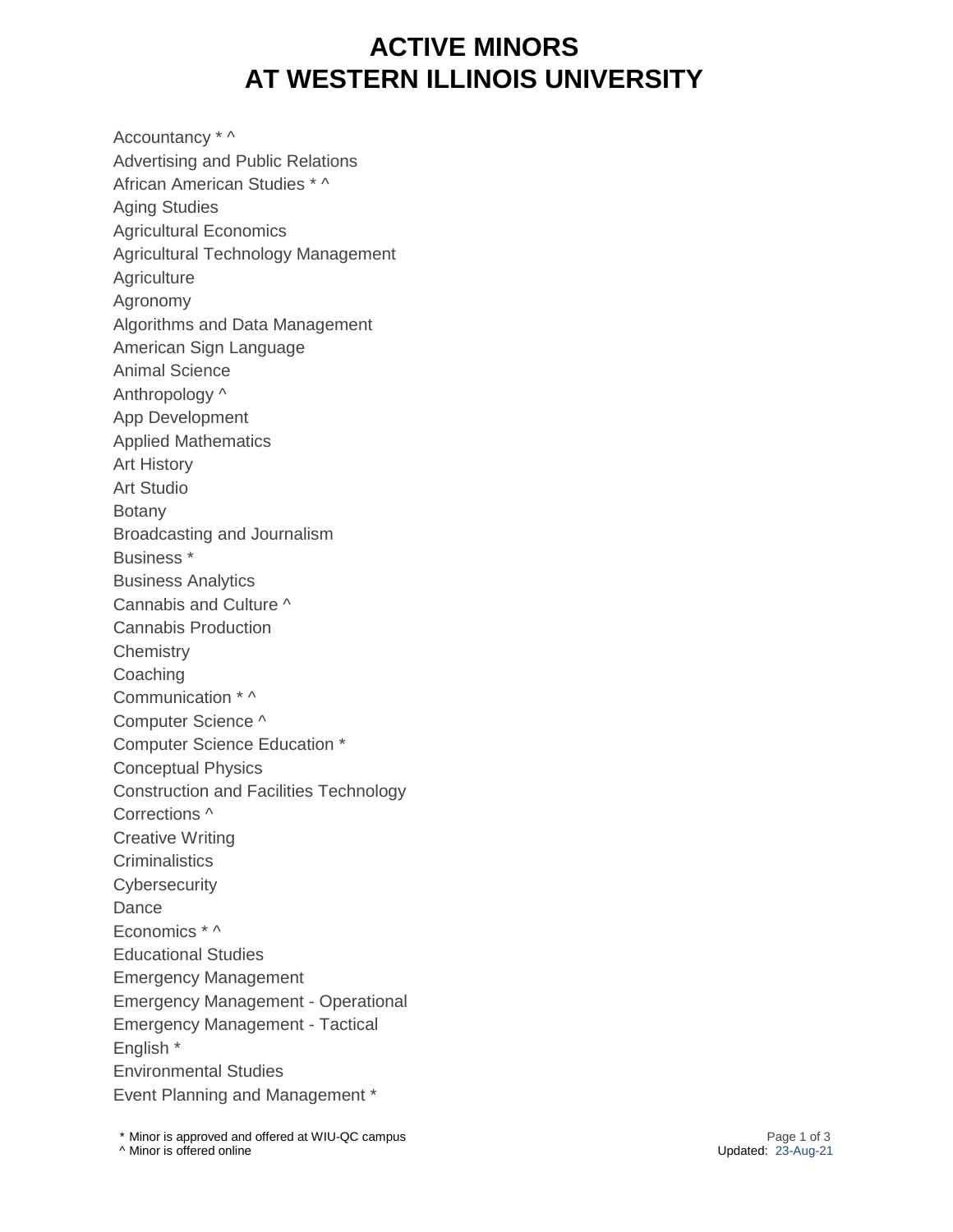# ACTIVE MINORS AT WESTERN ILLINOIS UNIVERSITY

Accountancy * ^
Advertising and Public Relations
African American Studies * ^
Aging Studies
Agricultural Economics
Agricultural Technology Management
Agriculture
Agronomy
Algorithms and Data Management
American Sign Language
Animal Science
Anthropology ^
App Development
Applied Mathematics
Art History
Art Studio
Botany
Broadcasting and Journalism
Business *
Business Analytics
Cannabis and Culture ^
Cannabis Production
Chemistry
Coaching
Communication * ^
Computer Science ^
Computer Science Education *
Conceptual Physics
Construction and Facilities Technology
Corrections ^
Creative Writing
Criminalistics
Cybersecurity
Dance
Economics * ^
Educational Studies
Emergency Management
Emergency Management - Operational
Emergency Management - Tactical
English *
Environmental Studies
Event Planning and Management *

* Minor is approved and offered at WIU-QC campus
^ Minor is offered online

Updated: 23-Aug-21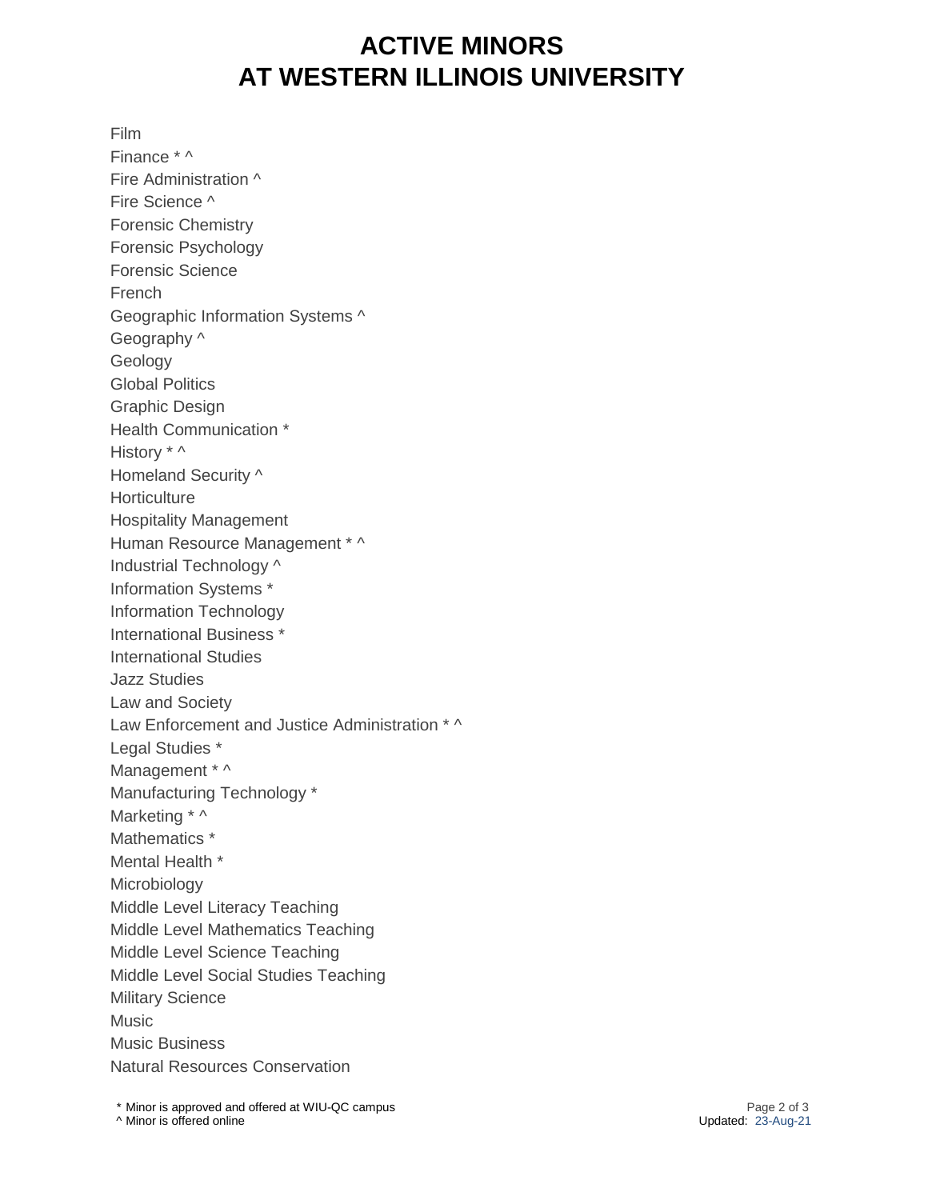# ACTIVE MINORS
# AT WESTERN ILLINOIS UNIVERSITY

Film
Finance * ^
Fire Administration ^
Fire Science ^
Forensic Chemistry
Forensic Psychology
Forensic Science
French
Geographic Information Systems ^
Geography ^
Geology
Global Politics
Graphic Design
Health Communication *
History * ^
Homeland Security ^
Horticulture
Hospitality Management
Human Resource Management * ^
Industrial Technology ^
Information Systems *
Information Technology
International Business *
International Studies
Jazz Studies
Law and Society
Law Enforcement and Justice Administration * ^
Legal Studies *
Management * ^
Manufacturing Technology *
Marketing * ^
Mathematics *
Mental Health *
Microbiology
Middle Level Literacy Teaching
Middle Level Mathematics Teaching
Middle Level Science Teaching
Middle Level Social Studies Teaching
Military Science
Music
Music Business
Natural Resources Conservation

\* Minor is approved and offered at WIU-QC campus
^ Minor is offered online

Updated: 23-Aug-21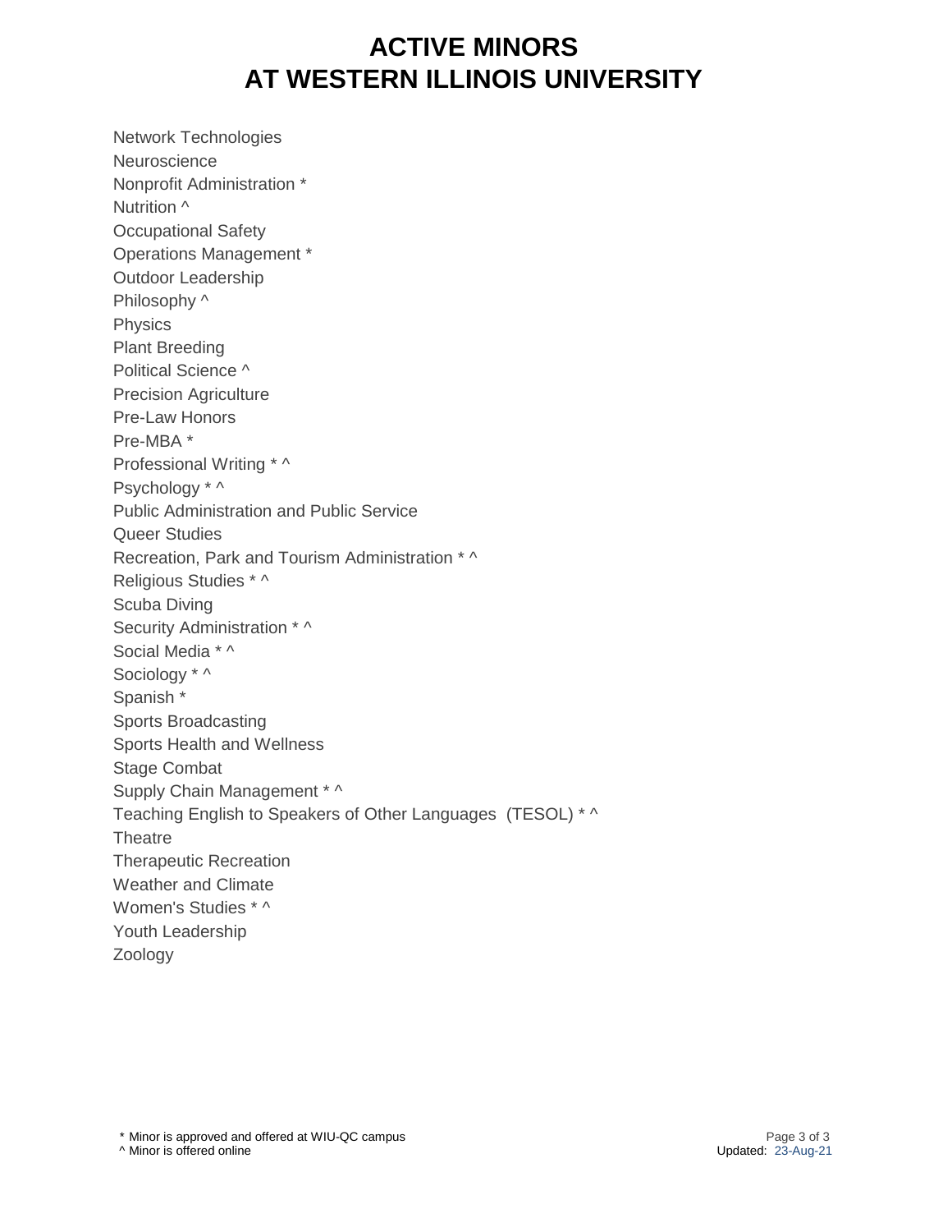# ACTIVE MINORS
# AT WESTERN ILLINOIS UNIVERSITY

Network Technologies
Neuroscience
Nonprofit Administration *
Nutrition ^
Occupational Safety
Operations Management *
Outdoor Leadership
Philosophy ^
Physics
Plant Breeding
Political Science ^
Precision Agriculture
Pre-Law Honors
Pre-MBA *
Professional Writing * ^
Psychology * ^
Public Administration and Public Service
Queer Studies
Recreation, Park and Tourism Administration * ^
Religious Studies * ^
Scuba Diving
Security Administration * ^
Social Media * ^
Sociology * ^
Spanish *
Sports Broadcasting
Sports Health and Wellness
Stage Combat
Supply Chain Management * ^
Teaching English to Speakers of Other Languages (TESOL) * ^
Theatre
Therapeutic Recreation
Weather and Climate
Women's Studies * ^
Youth Leadership
Zoology

* Minor is approved and offered at WIU-QC campus
^ Minor is offered online

Updated: 23-Aug-21